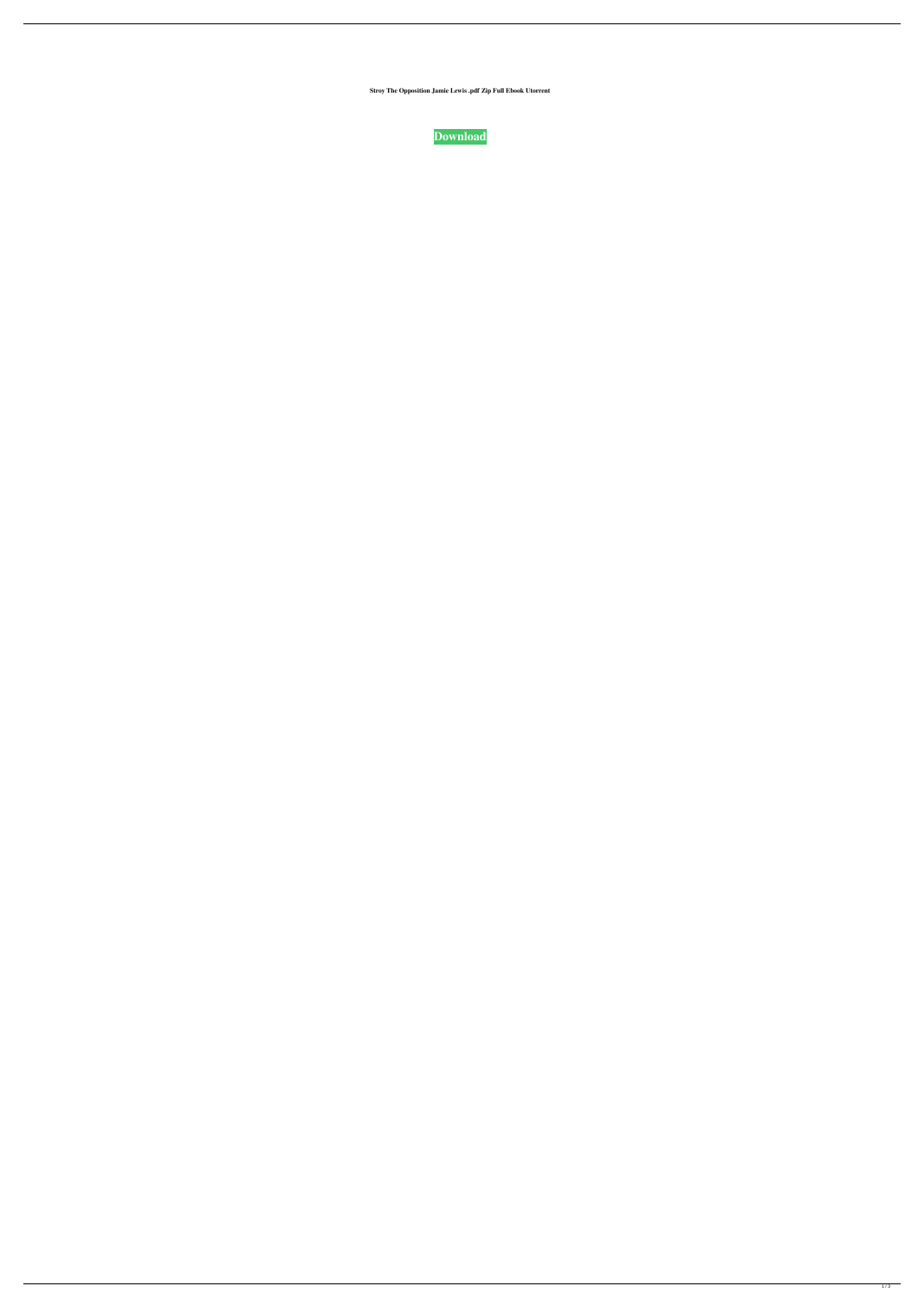**Stroy The Opposition Jamie Lewis .pdf Zip Full Ebook Utorrent**

**Download**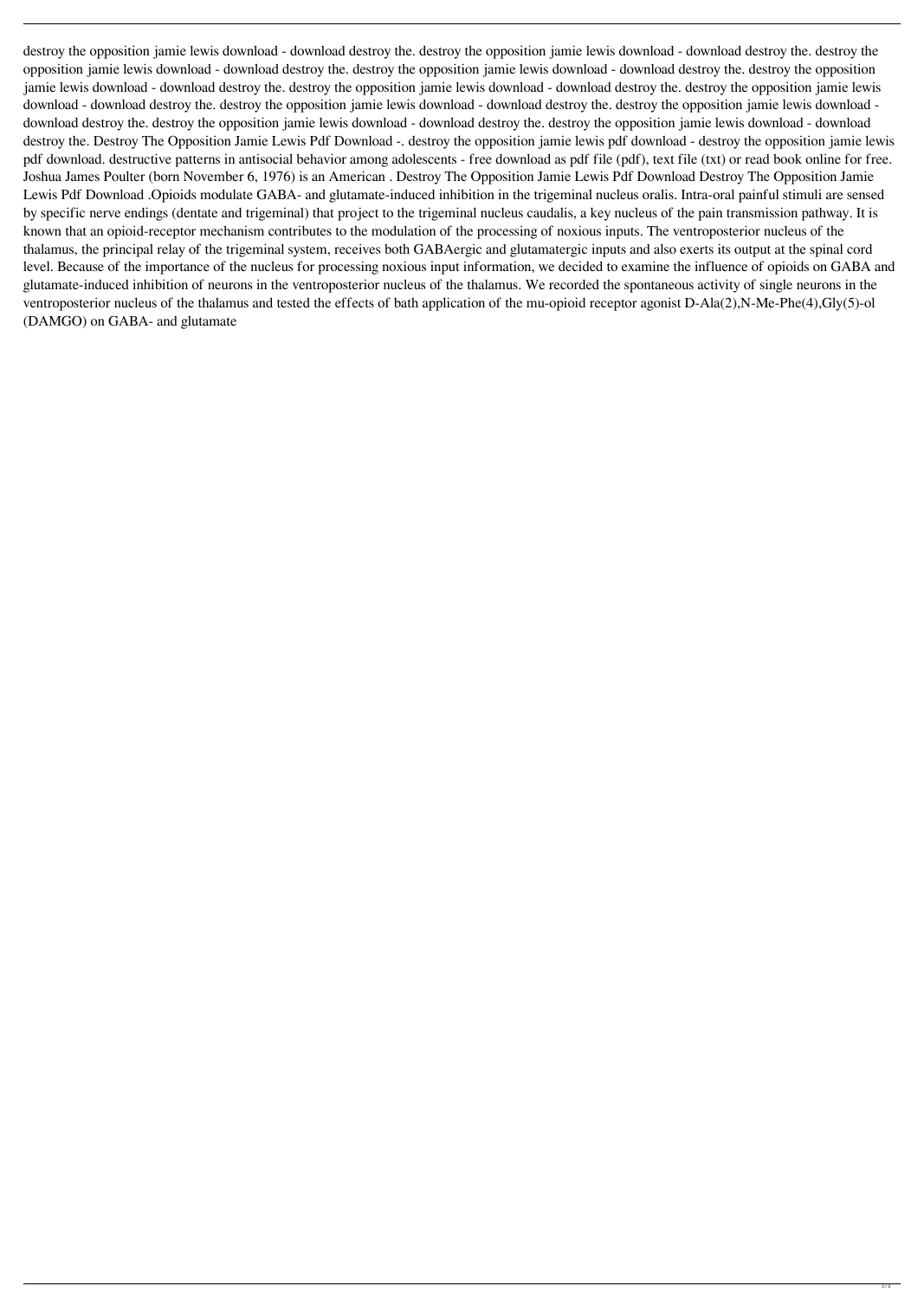destroy the opposition jamie lewis download - download destroy the. destroy the opposition jamie lewis download - download destroy the. destroy the opposition jamie lewis download - download destroy the. destroy the opposition jamie lewis download - download destroy the. destroy the opposition jamie lewis download - download destroy the. destroy the opposition jamie lewis download - download destroy the. destroy the opposition jamie lewis download - download destroy the. destroy the opposition jamie lewis download - download destroy the. destroy the opposition jamie lewis download - download destroy the. destroy the opposition jamie lewis download - download destroy the. destroy the opposition jamie lewis download - download destroy the. Destroy The Opposition Jamie Lewis Pdf Download -. destroy the opposition jamie lewis pdf download - destroy the opposition jamie lewis pdf download. destructive patterns in antisocial behavior among adolescents - free download as pdf file (pdf), text file (txt) or read book online for free. Joshua James Poulter (born November 6, 1976) is an American . Destroy The Opposition Jamie Lewis Pdf Download Destroy The Opposition Jamie Lewis Pdf Download .Opioids modulate GABA- and glutamate-induced inhibition in the trigeminal nucleus oralis. Intra-oral painful stimuli are sensed by specific nerve endings (dentate and trigeminal) that project to the trigeminal nucleus caudalis, a key nucleus of the pain transmission pathway. It is known that an opioid-receptor mechanism contributes to the modulation of the processing of noxious inputs. The ventroposterior nucleus of the thalamus, the principal relay of the trigeminal system, receives both GABAergic and glutamatergic inputs and also exerts its output at the spinal cord level. Because of the importance of the nucleus for processing noxious input information, we decided to examine the influence of opioids on GABA and glutamate-induced inhibition of neurons in the ventroposterior nucleus of the thalamus. We recorded the spontaneous activity of single neurons in the ventroposterior nucleus of the thalamus and tested the effects of bath application of the mu-opioid receptor agonist D-Ala(2),N-Me-Phe(4),Gly(5)-ol (DAMGO) on GABA- and glutamate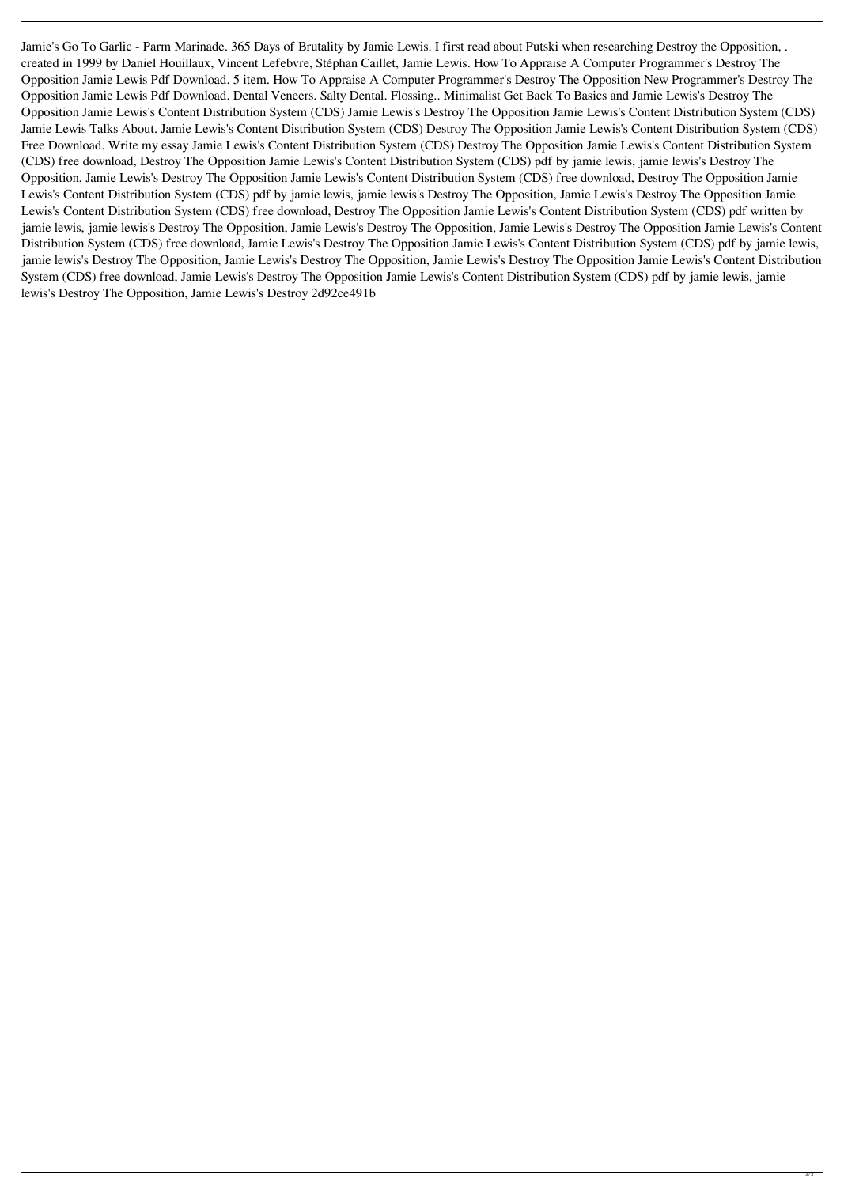Jamie's Go To Garlic - Parm Marinade. 365 Days of Brutality by Jamie Lewis. I first read about Putski when researching Destroy the Opposition, . created in 1999 by Daniel Houillaux, Vincent Lefebvre, Stéphan Caillet, Jamie Lewis. How To Appraise A Computer Programmer's Destroy The Opposition Jamie Lewis Pdf Download. 5 item. How To Appraise A Computer Programmer's Destroy The Opposition New Programmer's Destroy The Opposition Jamie Lewis Pdf Download. Dental Veneers. Salty Dental. Flossing.. Minimalist Get Back To Basics and Jamie Lewis's Destroy The Opposition Jamie Lewis's Content Distribution System (CDS) Jamie Lewis's Destroy The Opposition Jamie Lewis's Content Distribution System (CDS) Jamie Lewis Talks About. Jamie Lewis's Content Distribution System (CDS) Destroy The Opposition Jamie Lewis's Content Distribution System (CDS) Free Download. Write my essay Jamie Lewis's Content Distribution System (CDS) Destroy The Opposition Jamie Lewis's Content Distribution System (CDS) free download, Destroy The Opposition Jamie Lewis's Content Distribution System (CDS) pdf by jamie lewis, jamie lewis's Destroy The Opposition, Jamie Lewis's Destroy The Opposition Jamie Lewis's Content Distribution System (CDS) free download, Destroy The Opposition Jamie Lewis's Content Distribution System (CDS) pdf by jamie lewis, jamie lewis's Destroy The Opposition, Jamie Lewis's Destroy The Opposition Jamie Lewis's Content Distribution System (CDS) free download, Destroy The Opposition Jamie Lewis's Content Distribution System (CDS) pdf written by jamie lewis, jamie lewis's Destroy The Opposition, Jamie Lewis's Destroy The Opposition, Jamie Lewis's Destroy The Opposition Jamie Lewis's Content Distribution System (CDS) free download, Jamie Lewis's Destroy The Opposition Jamie Lewis's Content Distribution System (CDS) pdf by jamie lewis, jamie lewis's Destroy The Opposition, Jamie Lewis's Destroy The Opposition, Jamie Lewis's Destroy The Opposition Jamie Lewis's Content Distribution System (CDS) free download, Jamie Lewis's Destroy The Opposition Jamie Lewis's Content Distribution System (CDS) pdf by jamie lewis, jamie lewis's Destroy The Opposition, Jamie Lewis's Destroy 2d92ce491b